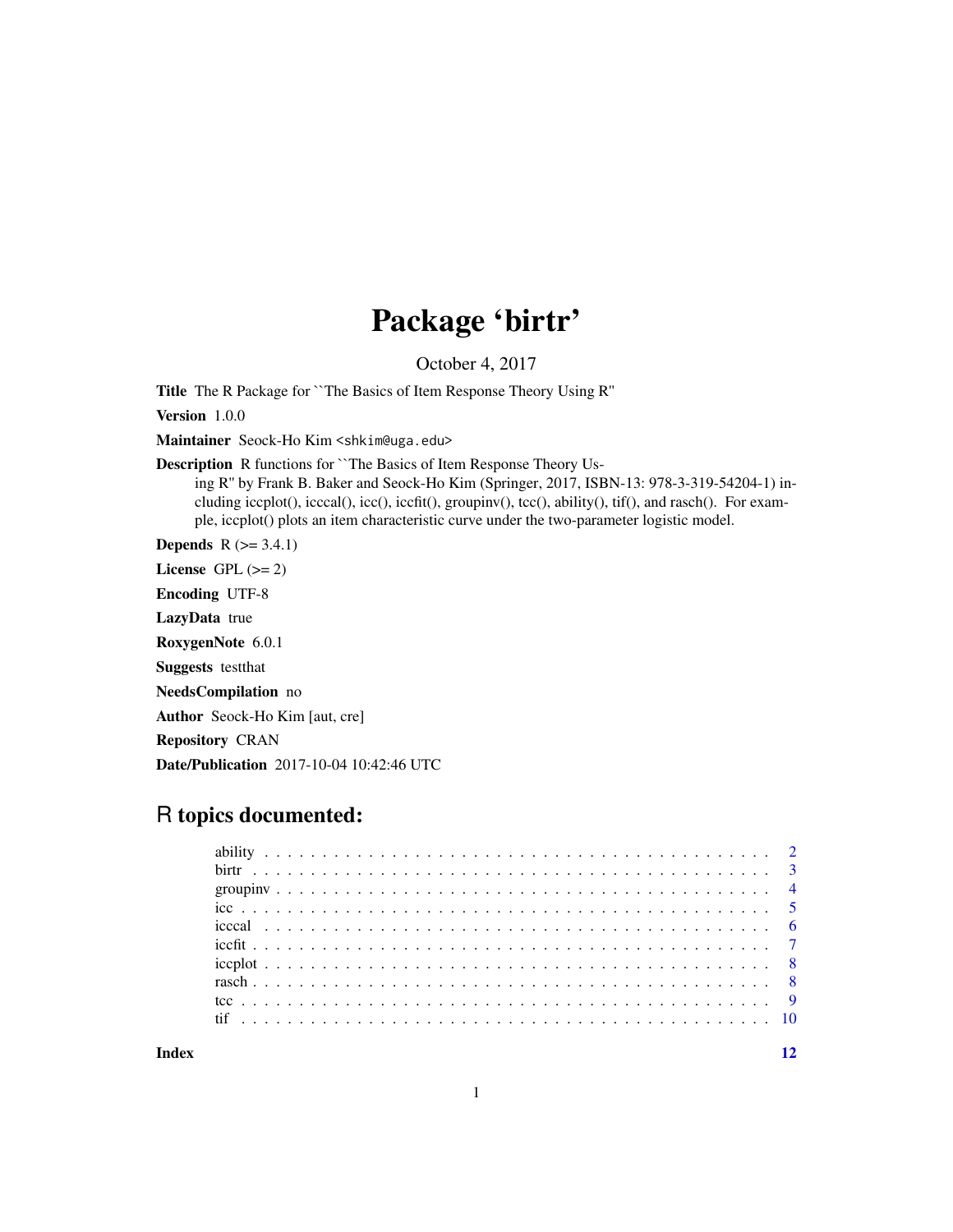# Package 'birtr'

October 4, 2017

**Title** The R Package for ``The Basics of Item Response Theory Using R''

**Version** 1.0.0

**Maintainer** Seock-Ho Kim <shkim@uga.edu>

**Description** R functions for ``The Basics of Item Response Theory Using R'' by Frank B. Baker and Seock-Ho Kim (Springer, 2017, ISBN-13: 978-3-319-54204-1) including iccplot(), icccal(), icc(), iccfit(), groupinv(), tcc(), ability(), tif(), and rasch(). For example, iccplot() plots an item characteristic curve under the two-parameter logistic model.

**Depends** R (>= 3.4.1)

**License** GPL (>= 2)

**Encoding** UTF-8

**LazyData** true

**RoxygenNote** 6.0.1

**Suggests** testthat

**NeedsCompilation** no

**Author** Seock-Ho Kim [aut, cre]

**Repository** CRAN

**Date/Publication** 2017-10-04 10:42:46 UTC

## R topics documented:

- ability . . . 2
- birtr . . . 3
- groupinv . . . 4
- icc . . . 5
- icccal . . . 6
- iccfit . . . 7
- iccplot . . . 8
- rasch . . . 8
- tcc . . . 9
- tif . . . 10

**Index** 12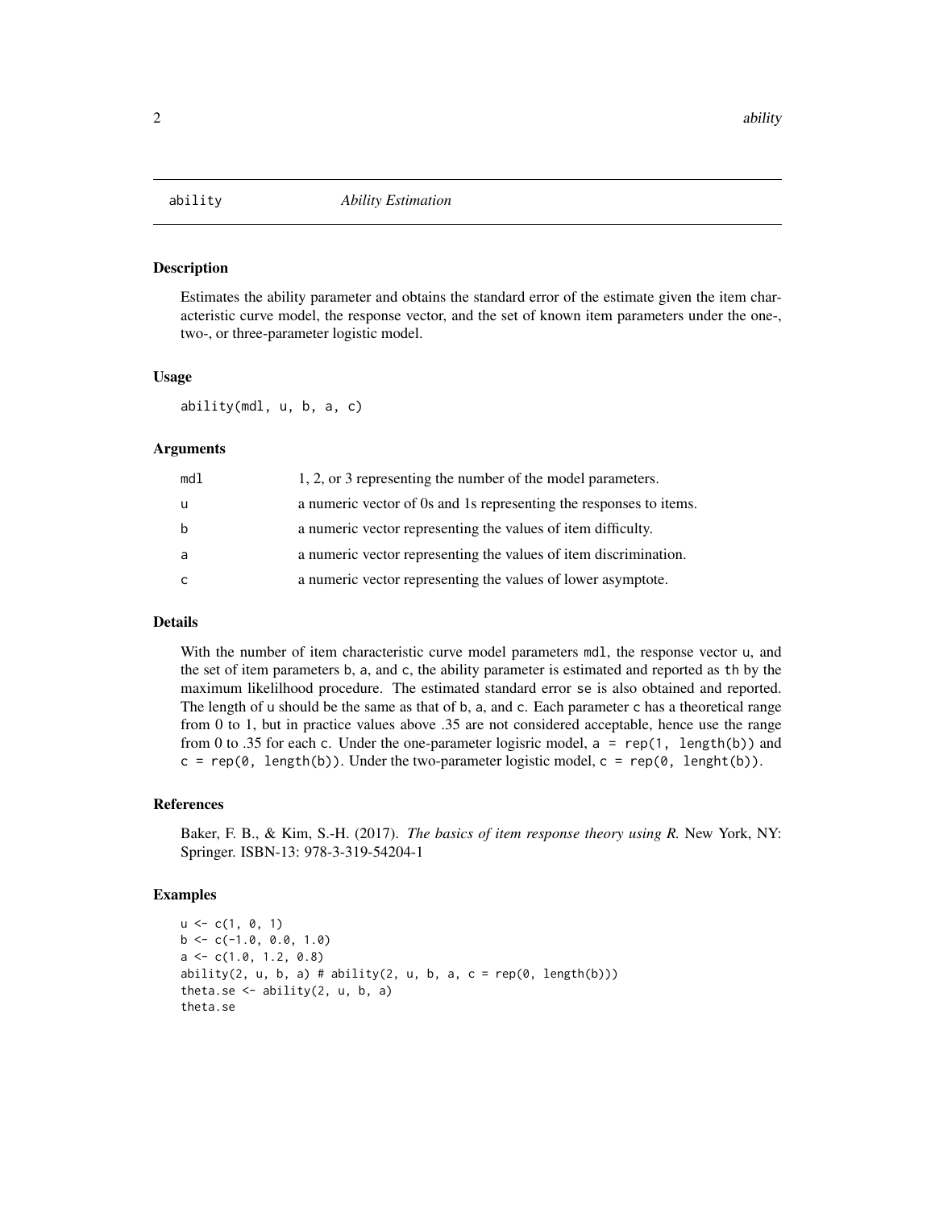# ability — *Ability Estimation*

## Description

Estimates the ability parameter and obtains the standard error of the estimate given the item characteristic curve model, the response vector, and the set of known item parameters under the one-, two-, or three-parameter logistic model.

## Usage

```
ability(mdl, u, b, a, c)
```

## Arguments

| | |
|---|---|
| mdl | 1, 2, or 3 representing the number of the model parameters. |
| u | a numeric vector of 0s and 1s representing the responses to items. |
| b | a numeric vector representing the values of item difficulty. |
| a | a numeric vector representing the values of item discrimination. |
| c | a numeric vector representing the values of lower asymptote. |

## Details

With the number of item characteristic curve model parameters `mdl`, the response vector `u`, and the set of item parameters `b`, `a`, and `c`, the ability parameter is estimated and reported as `th` by the maximum likelilhood procedure. The estimated standard error `se` is also obtained and reported. The length of `u` should be the same as that of `b`, `a`, and `c`. Each parameter `c` has a theoretical range from 0 to 1, but in practice values above .35 are not considered acceptable, hence use the range from 0 to .35 for each `c`. Under the one-parameter logisric model, `a = rep(1, length(b))` and `c = rep(0, length(b))`. Under the two-parameter logistic model, `c = rep(0, lenght(b))`.

## References

Baker, F. B., & Kim, S.-H. (2017). *The basics of item response theory using R.* New York, NY: Springer. ISBN-13: 978-3-319-54204-1

## Examples

```
u <- c(1, 0, 1)
b <- c(-1.0, 0.0, 1.0)
a <- c(1.0, 1.2, 0.8)
ability(2, u, b, a) # ability(2, u, b, a, c = rep(0, length(b)))
theta.se <- ability(2, u, b, a)
theta.se
```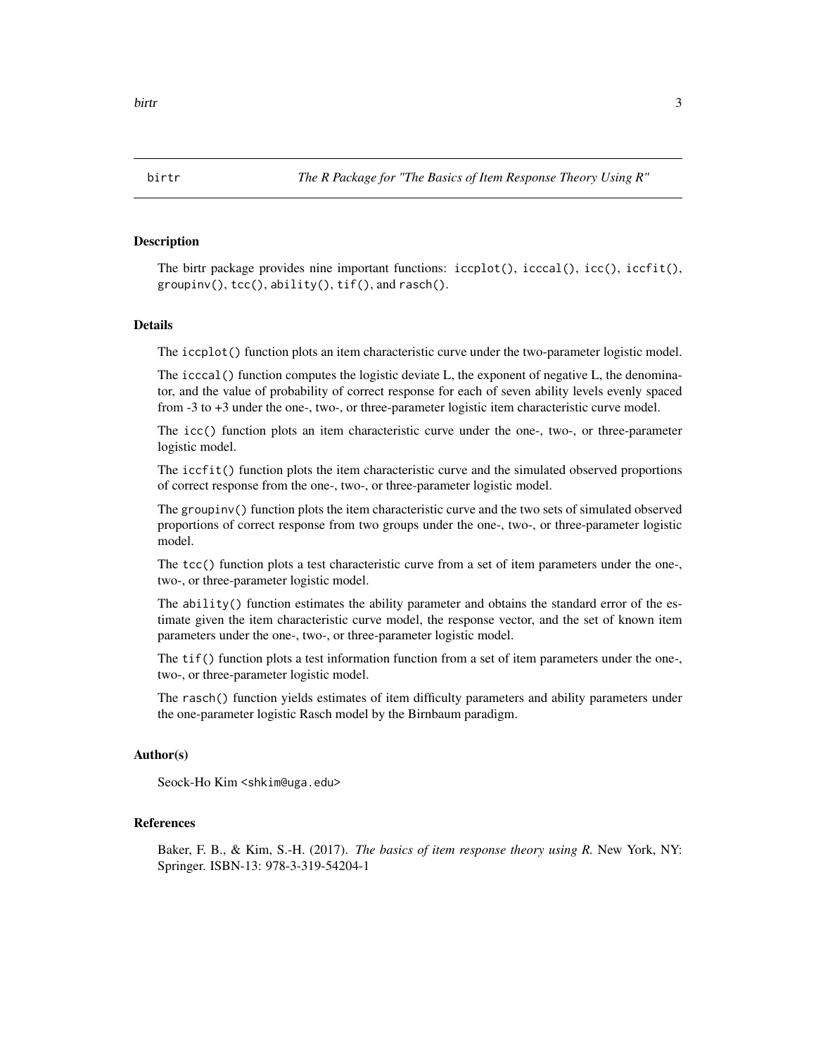# birtr — The R Package for "The Basics of Item Response Theory Using R"

## Description

The birtr package provides nine important functions: `iccplot()`, `icccal()`, `icc()`, `iccfit()`, `groupinv()`, `tcc()`, `ability()`, `tif()`, and `rasch()`.

## Details

The `iccplot()` function plots an item characteristic curve under the two-parameter logistic model.

The `icccal()` function computes the logistic deviate L, the exponent of negative L, the denominator, and the value of probability of correct response for each of seven ability levels evenly spaced from -3 to +3 under the one-, two-, or three-parameter logistic item characteristic curve model.

The `icc()` function plots an item characteristic curve under the one-, two-, or three-parameter logistic model.

The `iccfit()` function plots the item characteristic curve and the simulated observed proportions of correct response from the one-, two-, or three-parameter logistic model.

The `groupinv()` function plots the item characteristic curve and the two sets of simulated observed proportions of correct response from two groups under the one-, two-, or three-parameter logistic model.

The `tcc()` function plots a test characteristic curve from a set of item parameters under the one-, two-, or three-parameter logistic model.

The `ability()` function estimates the ability parameter and obtains the standard error of the estimate given the item characteristic curve model, the response vector, and the set of known item parameters under the one-, two-, or three-parameter logistic model.

The `tif()` function plots a test information function from a set of item parameters under the one-, two-, or three-parameter logistic model.

The `rasch()` function yields estimates of item difficulty parameters and ability parameters under the one-parameter logistic Rasch model by the Birnbaum paradigm.

## Author(s)

Seock-Ho Kim <shkim@uga.edu>

## References

Baker, F. B., & Kim, S.-H. (2017). *The basics of item response theory using R.* New York, NY: Springer. ISBN-13: 978-3-319-54204-1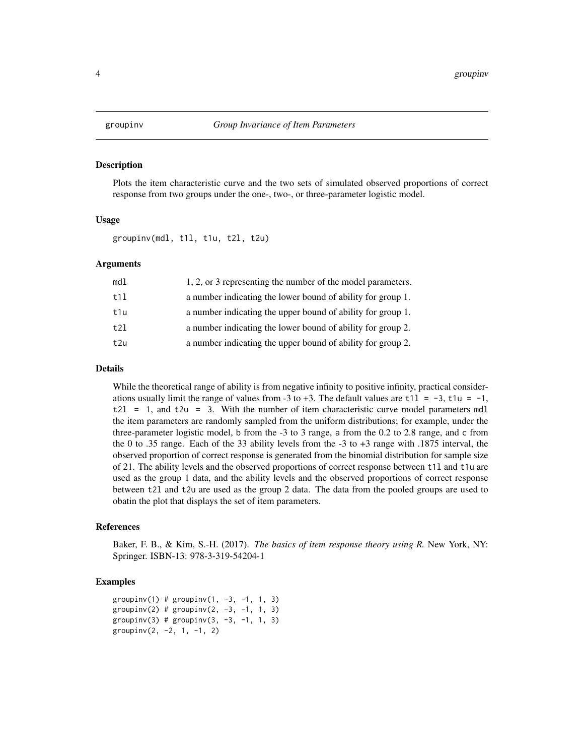# groupinv — *Group Invariance of Item Parameters*

## Description

Plots the item characteristic curve and the two sets of simulated observed proportions of correct response from two groups under the one-, two-, or three-parameter logistic model.

## Usage

```
groupinv(mdl, t1l, t1u, t2l, t2u)
```

## Arguments

| | |
|---|---|
| mdl | 1, 2, or 3 representing the number of the model parameters. |
| t1l | a number indicating the lower bound of ability for group 1. |
| t1u | a number indicating the upper bound of ability for group 1. |
| t2l | a number indicating the lower bound of ability for group 2. |
| t2u | a number indicating the upper bound of ability for group 2. |

## Details

While the theoretical range of ability is from negative infinity to positive infinity, practical considerations usually limit the range of values from -3 to +3. The default values are `t1l = -3`, `t1u = -1`, `t2l = 1`, and `t2u = 3`. With the number of item characteristic curve model parameters `mdl` the item parameters are randomly sampled from the uniform distributions; for example, under the three-parameter logistic model, `b` from the -3 to 3 range, `a` from the 0.2 to 2.8 range, and `c` from the 0 to .35 range. Each of the 33 ability levels from the -3 to +3 range with .1875 interval, the observed proportion of correct response is generated from the binomial distribution for sample size of 21. The ability levels and the observed proportions of correct response between `t1l` and `t1u` are used as the group 1 data, and the ability levels and the observed proportions of correct response between `t2l` and `t2u` are used as the group 2 data. The data from the pooled groups are used to obatin the plot that displays the set of item parameters.

## References

Baker, F. B., & Kim, S.-H. (2017). *The basics of item response theory using R.* New York, NY: Springer. ISBN-13: 978-3-319-54204-1

## Examples

```
groupinv(1) # groupinv(1, -3, -1, 1, 3)
groupinv(2) # groupinv(2, -3, -1, 1, 3)
groupinv(3) # groupinv(3, -3, -1, 1, 3)
groupinv(2, -2, 1, -1, 2)
```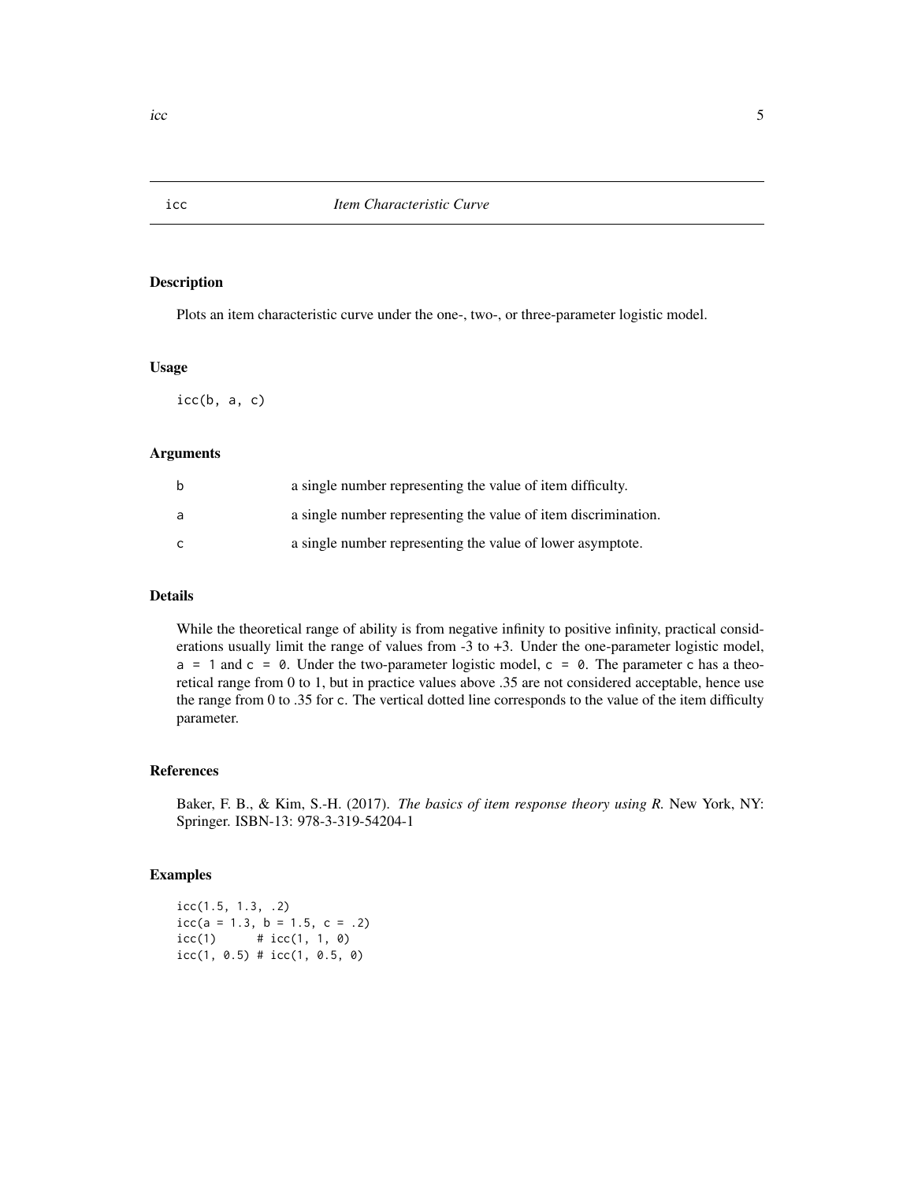# icc — *Item Characteristic Curve*

## Description

Plots an item characteristic curve under the one-, two-, or three-parameter logistic model.

## Usage

```
icc(b, a, c)
```

## Arguments

| | |
|---|---|
| `b` | a single number representing the value of item difficulty. |
| `a` | a single number representing the value of item discrimination. |
| `c` | a single number representing the value of lower asymptote. |

## Details

While the theoretical range of ability is from negative infinity to positive infinity, practical considerations usually limit the range of values from -3 to +3. Under the one-parameter logistic model, `a = 1` and `c = 0`. Under the two-parameter logistic model, `c = 0`. The parameter `c` has a theoretical range from 0 to 1, but in practice values above .35 are not considered acceptable, hence use the range from 0 to .35 for `c`. The vertical dotted line corresponds to the value of the item difficulty parameter.

## References

Baker, F. B., & Kim, S.-H. (2017). *The basics of item response theory using R.* New York, NY: Springer. ISBN-13: 978-3-319-54204-1

## Examples

```
icc(1.5, 1.3, .2)
icc(a = 1.3, b = 1.5, c = .2)
icc(1)      # icc(1, 1, 0)
icc(1, 0.5) # icc(1, 0.5, 0)
```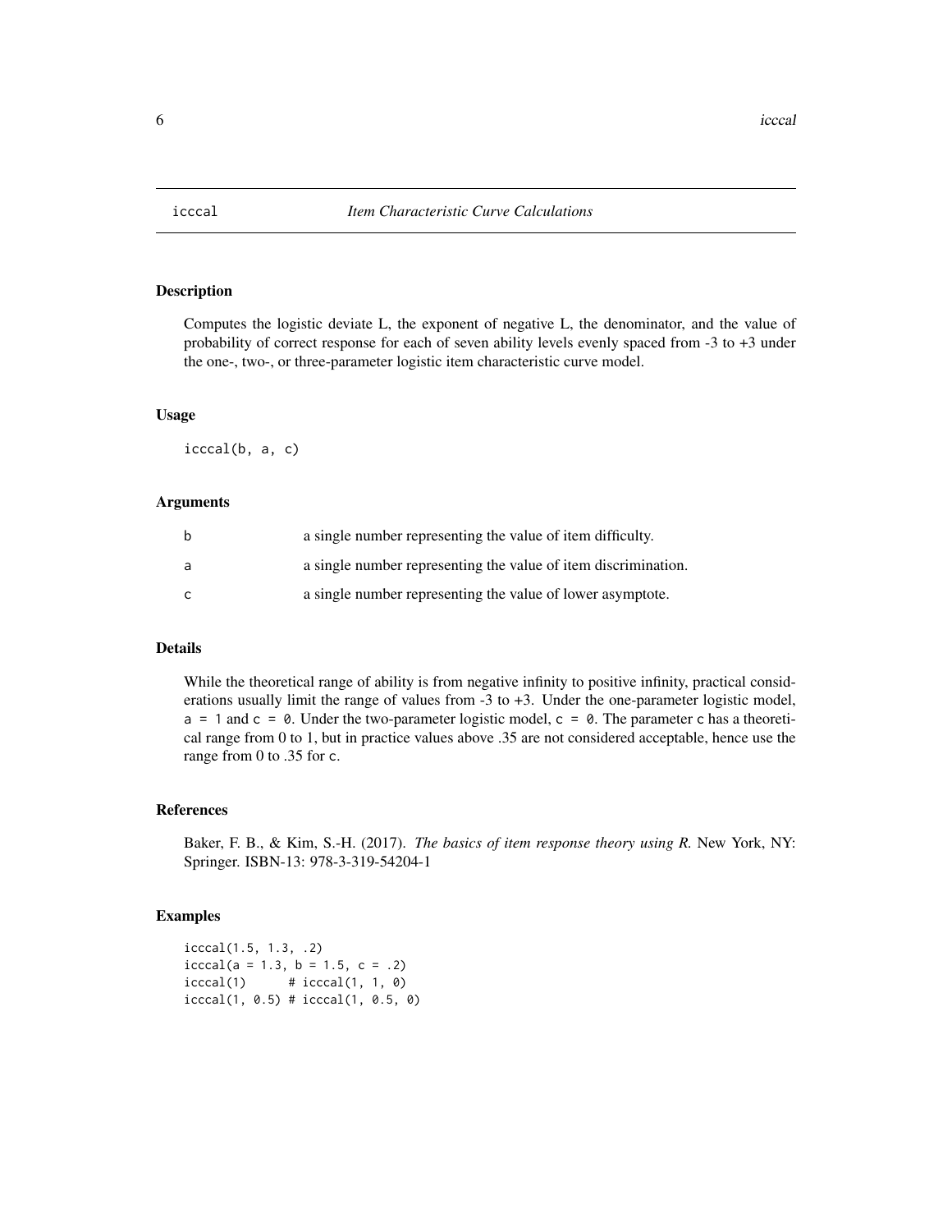# icccal — *Item Characteristic Curve Calculations*

## Description

Computes the logistic deviate L, the exponent of negative L, the denominator, and the value of probability of correct response for each of seven ability levels evenly spaced from -3 to +3 under the one-, two-, or three-parameter logistic item characteristic curve model.

## Usage

```
icccal(b, a, c)
```

## Arguments

| | |
|---|---|
| `b` | a single number representing the value of item difficulty. |
| `a` | a single number representing the value of item discrimination. |
| `c` | a single number representing the value of lower asymptote. |

## Details

While the theoretical range of ability is from negative infinity to positive infinity, practical considerations usually limit the range of values from -3 to +3. Under the one-parameter logistic model, `a = 1` and `c = 0`. Under the two-parameter logistic model, `c = 0`. The parameter `c` has a theoretical range from 0 to 1, but in practice values above .35 are not considered acceptable, hence use the range from 0 to .35 for `c`.

## References

Baker, F. B., & Kim, S.-H. (2017). *The basics of item response theory using R.* New York, NY: Springer. ISBN-13: 978-3-319-54204-1

## Examples

```
icccal(1.5, 1.3, .2)
icccal(a = 1.3, b = 1.5, c = .2)
icccal(1)      # icccal(1, 1, 0)
icccal(1, 0.5) # icccal(1, 0.5, 0)
```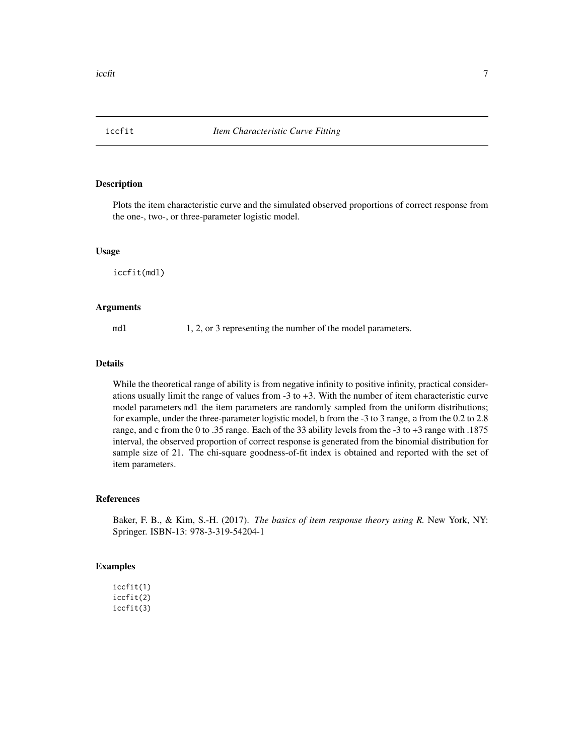## iccfit — *Item Characteristic Curve Fitting*

### Description

Plots the item characteristic curve and the simulated observed proportions of correct response from the one-, two-, or three-parameter logistic model.

### Usage

```
iccfit(mdl)
```

### Arguments

`mdl` 1, 2, or 3 representing the number of the model parameters.

### Details

While the theoretical range of ability is from negative infinity to positive infinity, practical considerations usually limit the range of values from -3 to +3. With the number of item characteristic curve model parameters `mdl` the item parameters are randomly sampled from the uniform distributions; for example, under the three-parameter logistic model, `b` from the -3 to 3 range, `a` from the 0.2 to 2.8 range, and `c` from the 0 to .35 range. Each of the 33 ability levels from the -3 to +3 range with .1875 interval, the observed proportion of correct response is generated from the binomial distribution for sample size of 21. The chi-square goodness-of-fit index is obtained and reported with the set of item parameters.

### References

Baker, F. B., & Kim, S.-H. (2017). *The basics of item response theory using R.* New York, NY: Springer. ISBN-13: 978-3-319-54204-1

### Examples

```
iccfit(1)
iccfit(2)
iccfit(3)
```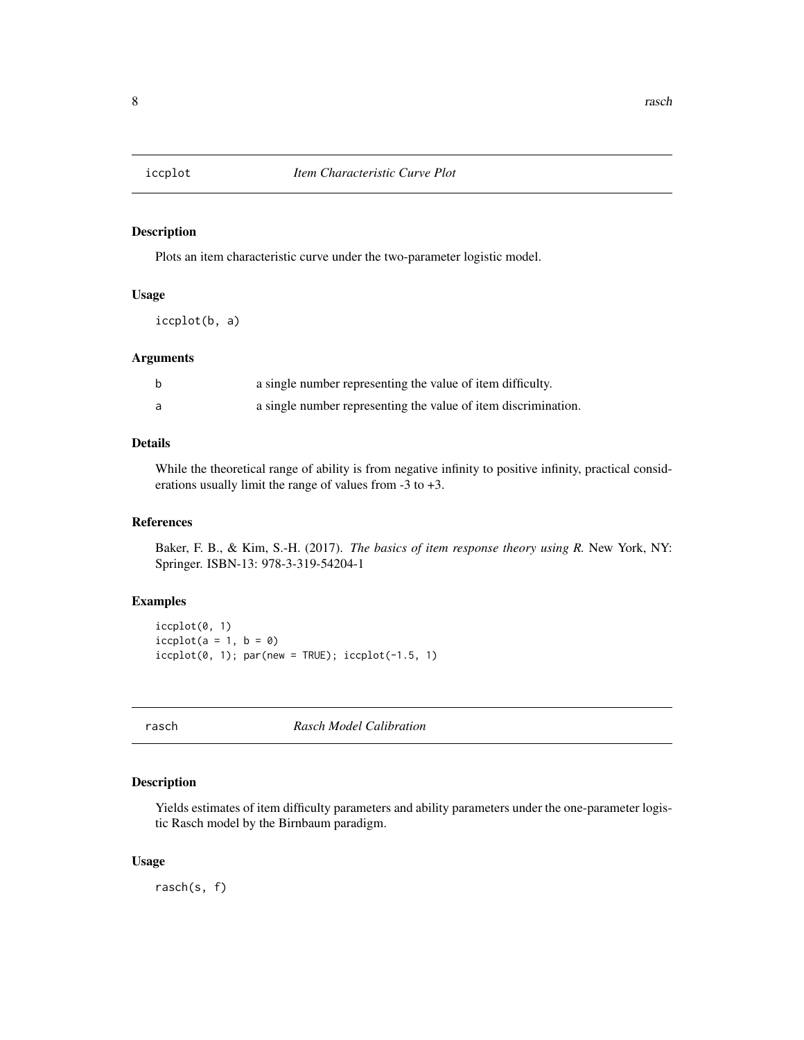## iccplot *Item Characteristic Curve Plot*

### Description

Plots an item characteristic curve under the two-parameter logistic model.

### Usage

```
iccplot(b, a)
```

### Arguments

| | |
|---|---|
| b | a single number representing the value of item difficulty. |
| a | a single number representing the value of item discrimination. |

### Details

While the theoretical range of ability is from negative infinity to positive infinity, practical considerations usually limit the range of values from -3 to +3.

### References

Baker, F. B., & Kim, S.-H. (2017). *The basics of item response theory using R.* New York, NY: Springer. ISBN-13: 978-3-319-54204-1

### Examples

```
iccplot(0, 1)
iccplot(a = 1, b = 0)
iccplot(0, 1); par(new = TRUE); iccplot(-1.5, 1)
```

## rasch *Rasch Model Calibration*

### Description

Yields estimates of item difficulty parameters and ability parameters under the one-parameter logistic Rasch model by the Birnbaum paradigm.

### Usage

```
rasch(s, f)
```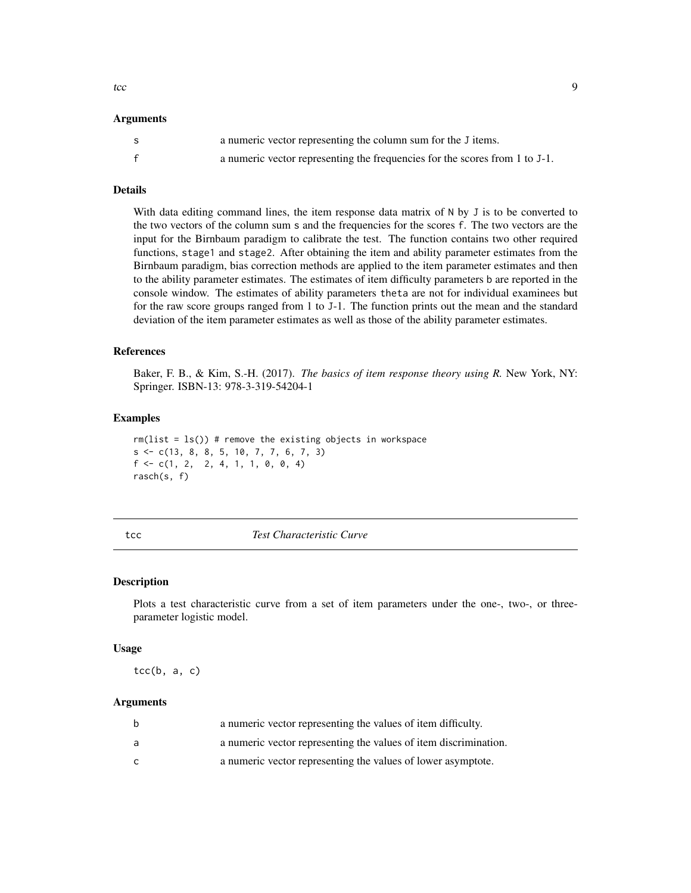### Arguments

| | |
|---|---|
| s | a numeric vector representing the column sum for the J items. |
| f | a numeric vector representing the frequencies for the scores from 1 to J-1. |

### Details

With data editing command lines, the item response data matrix of N by J is to be converted to the two vectors of the column sum s and the frequencies for the scores f. The two vectors are the input for the Birnbaum paradigm to calibrate the test. The function contains two other required functions, stage1 and stage2. After obtaining the item and ability parameter estimates from the Birnbaum paradigm, bias correction methods are applied to the item parameter estimates and then to the ability parameter estimates. The estimates of item difficulty parameters b are reported in the console window. The estimates of ability parameters theta are not for individual examinees but for the raw score groups ranged from 1 to J-1. The function prints out the mean and the standard deviation of the item parameter estimates as well as those of the ability parameter estimates.

### References

Baker, F. B., & Kim, S.-H. (2017). *The basics of item response theory using R.* New York, NY: Springer. ISBN-13: 978-3-319-54204-1

### Examples

```
rm(list = ls()) # remove the existing objects in workspace
s <- c(13, 8, 8, 5, 10, 7, 7, 6, 7, 3)
f <- c(1, 2,  2, 4, 1, 1, 0, 0, 4)
rasch(s, f)
```

---

## tcc    *Test Characteristic Curve*

### Description

Plots a test characteristic curve from a set of item parameters under the one-, two-, or three-parameter logistic model.

### Usage

```
tcc(b, a, c)
```

### Arguments

| | |
|---|---|
| b | a numeric vector representing the values of item difficulty. |
| a | a numeric vector representing the values of item discrimination. |
| c | a numeric vector representing the values of lower asymptote. |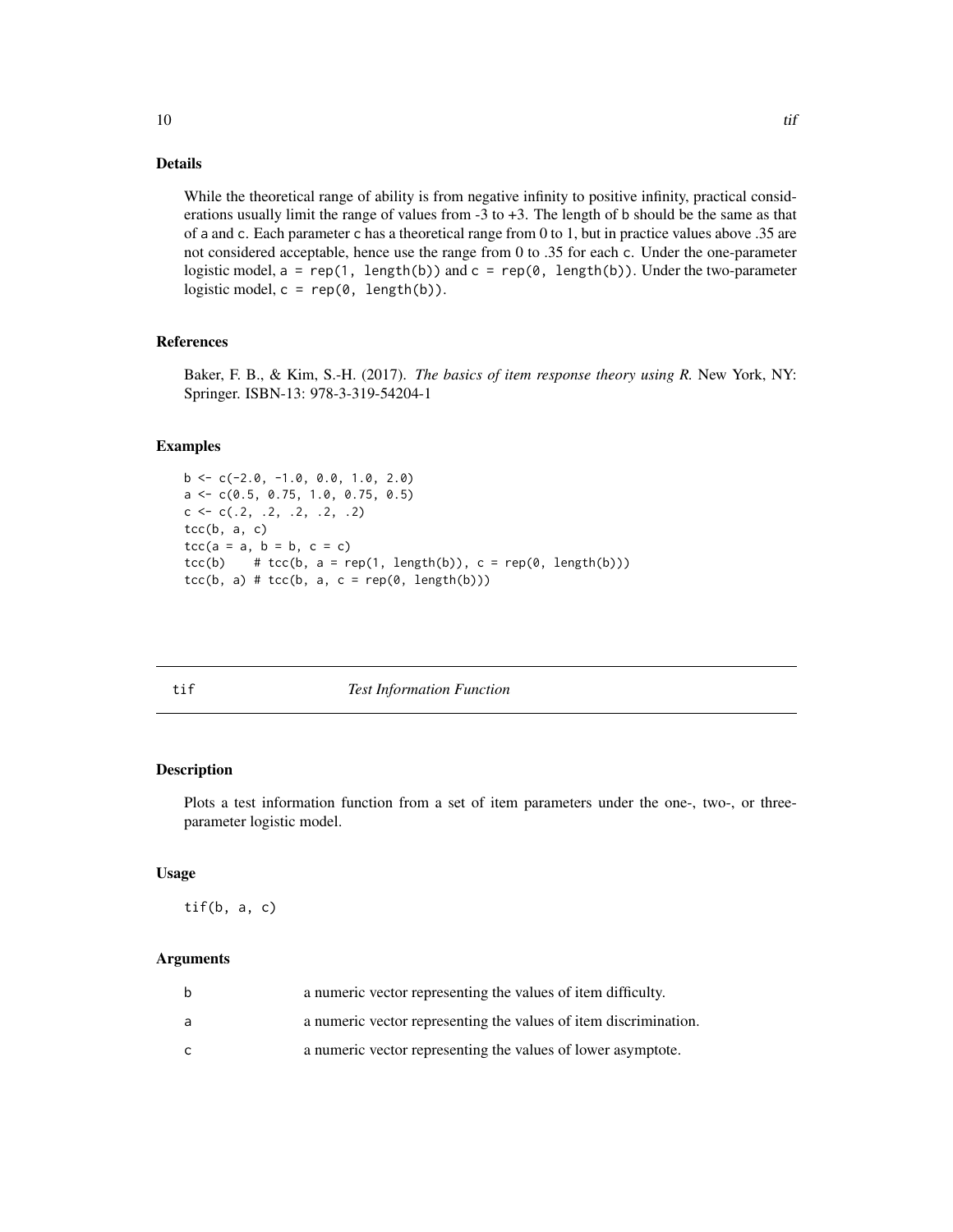### Details

While the theoretical range of ability is from negative infinity to positive infinity, practical considerations usually limit the range of values from -3 to +3. The length of `b` should be the same as that of `a` and `c`. Each parameter `c` has a theoretical range from 0 to 1, but in practice values above .35 are not considered acceptable, hence use the range from 0 to .35 for each `c`. Under the one-parameter logistic model, `a = rep(1, length(b))` and `c = rep(0, length(b))`. Under the two-parameter logistic model, `c = rep(0, length(b))`.

### References

Baker, F. B., & Kim, S.-H. (2017). *The basics of item response theory using R.* New York, NY: Springer. ISBN-13: 978-3-319-54204-1

### Examples

```
b <- c(-2.0, -1.0, 0.0, 1.0, 2.0)
a <- c(0.5, 0.75, 1.0, 0.75, 0.5)
c <- c(.2, .2, .2, .2, .2)
tcc(b, a, c)
tcc(a = a, b = b, c = c)
tcc(b)    # tcc(b, a = rep(1, length(b)), c = rep(0, length(b)))
tcc(b, a) # tcc(b, a, c = rep(0, length(b)))
```

---

## tif *Test Information Function*

---

### Description

Plots a test information function from a set of item parameters under the one-, two-, or three-parameter logistic model.

### Usage

```
tif(b, a, c)
```

### Arguments

| | |
|---|---|
| b | a numeric vector representing the values of item difficulty. |
| a | a numeric vector representing the values of item discrimination. |
| c | a numeric vector representing the values of lower asymptote. |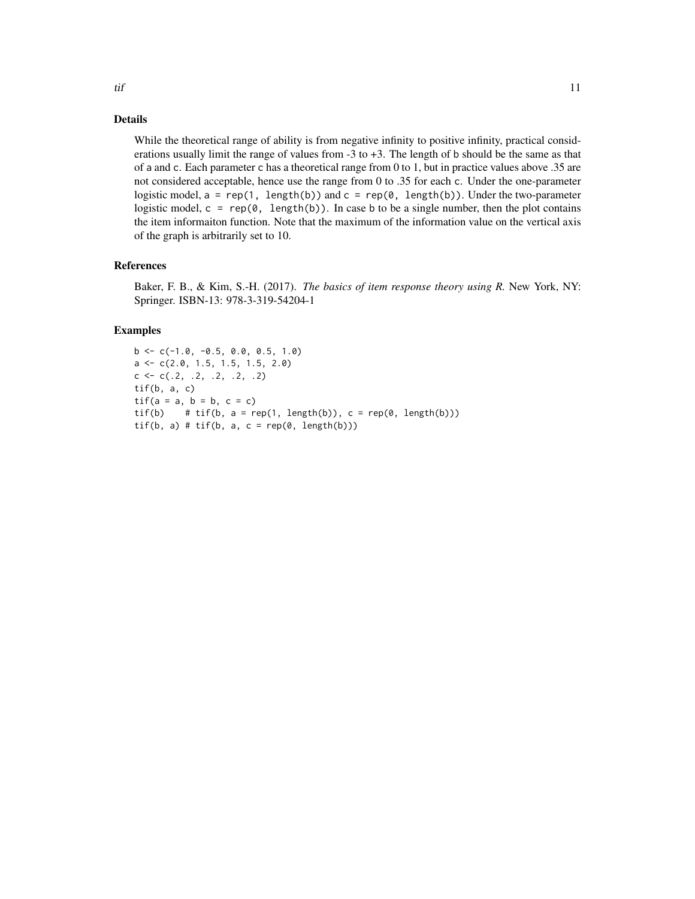## Details

While the theoretical range of ability is from negative infinity to positive infinity, practical considerations usually limit the range of values from -3 to +3. The length of `b` should be the same as that of `a` and `c`. Each parameter `c` has a theoretical range from 0 to 1, but in practice values above .35 are not considered acceptable, hence use the range from 0 to .35 for each `c`. Under the one-parameter logistic model, `a = rep(1, length(b))` and `c = rep(0, length(b))`. Under the two-parameter logistic model, `c = rep(0, length(b))`. In case `b` to be a single number, then the plot contains the item informaiton function. Note that the maximum of the information value on the vertical axis of the graph is arbitrarily set to 10.

## References

Baker, F. B., & Kim, S.-H. (2017). *The basics of item response theory using R.* New York, NY: Springer. ISBN-13: 978-3-319-54204-1

## Examples

```
b <- c(-1.0, -0.5, 0.0, 0.5, 1.0)
a <- c(2.0, 1.5, 1.5, 1.5, 2.0)
c <- c(.2, .2, .2, .2, .2)
tif(b, a, c)
tif(a = a, b = b, c = c)
tif(b)    # tif(b, a = rep(1, length(b)), c = rep(0, length(b)))
tif(b, a) # tif(b, a, c = rep(0, length(b)))
```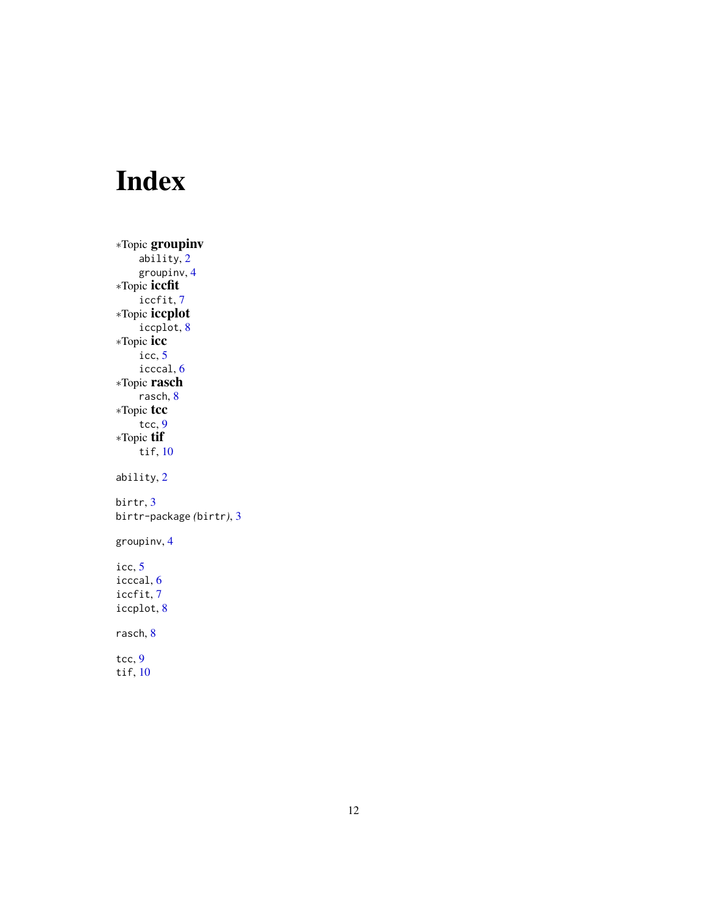# Index

*Topic **groupinv**
  ability, 2
  groupinv, 4
*Topic **iccfit**
  iccfit, 7
*Topic **iccplot**
  iccplot, 8
*Topic **icc**
  icc, 5
  icccal, 6
*Topic **rasch**
  rasch, 8
*Topic **tcc**
  tcc, 9
*Topic **tif**
  tif, 10

ability, 2

birtr, 3
birtr-package *(*birtr*)*, 3

groupinv, 4

icc, 5
icccal, 6
iccfit, 7
iccplot, 8

rasch, 8

tcc, 9
tif, 10